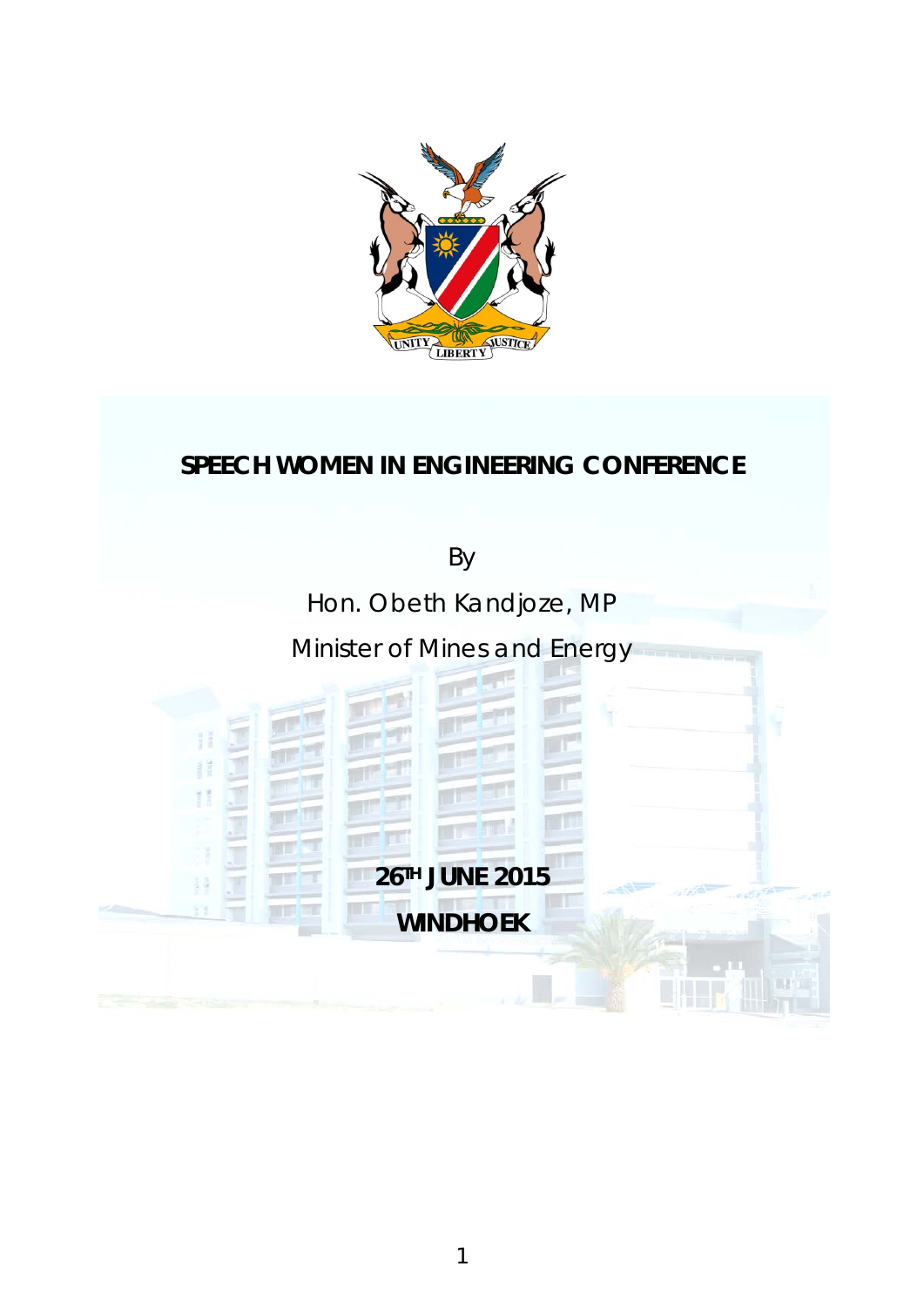# SPEECH WOMEN IN ENGINEERING CONFERENCE

By

Hon. Obeth Kandjoze, MP

Minister of Mines and Energy

**26TH JUNE 2015**

**WINDHOEK**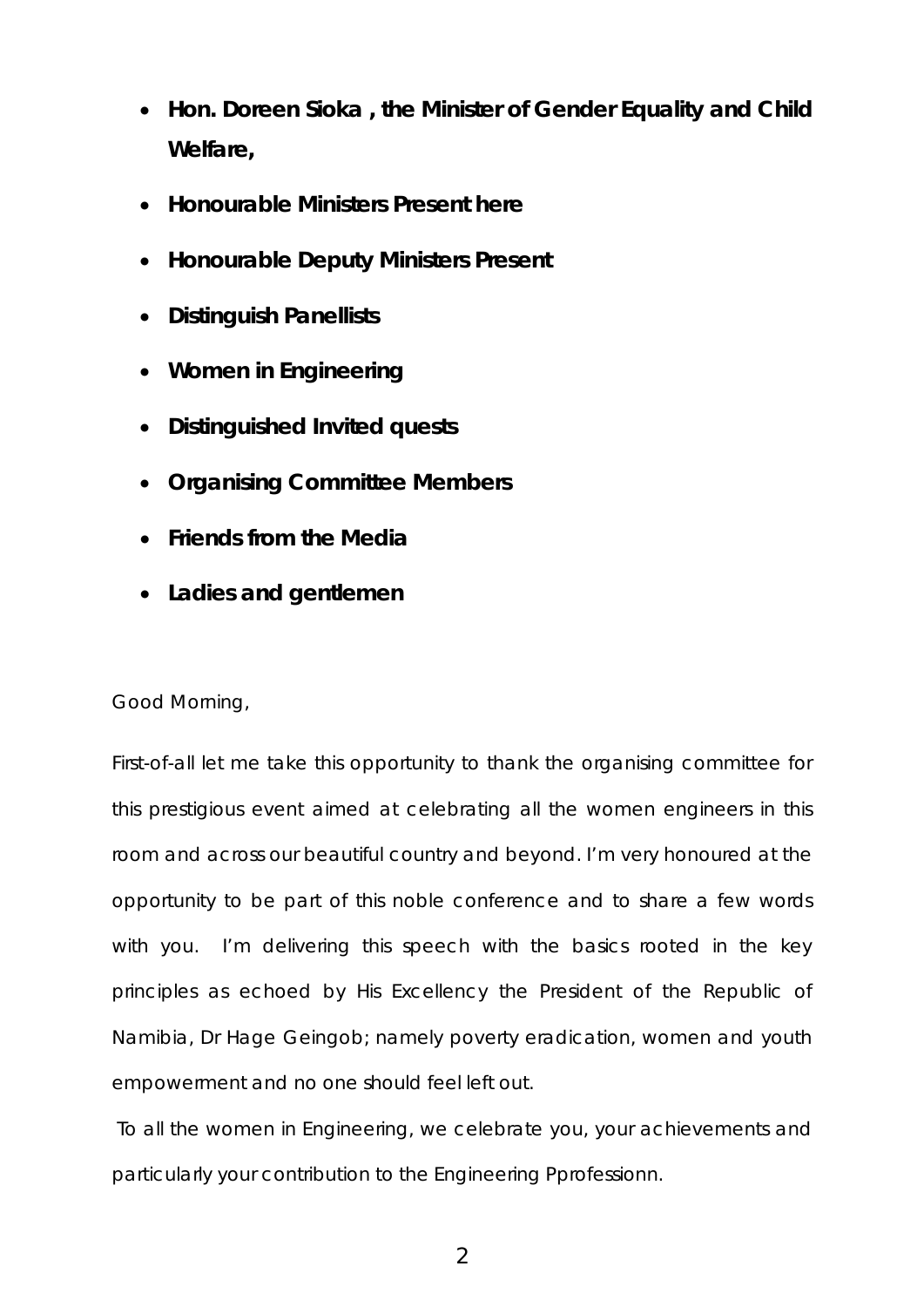- **Hon. Doreen Sioka , the Minister of Gender Equality and Child Welfare,**
- **Honourable Ministers Present here**
- **Honourable Deputy Ministers Present**
- **Distinguish Panellists**
- **Women in Engineering**
- **Distinguished Invited quests**
- **Organising Committee Members**
- **Friends from the Media**
- **Ladies and gentlemen**

Good Morning,

First-of-all let me take this opportunity to thank the organising committee for this prestigious event aimed at celebrating all the women engineers in this room and across our beautiful country and beyond. I'm very honoured at the opportunity to be part of this noble conference and to share a few words with you. I'm delivering this speech with the basics rooted in the key principles as echoed by His Excellency the President of the Republic of Namibia, Dr Hage Geingob; namely poverty eradication, women and youth empowerment and no one should feel left out.

To all the women in Engineering, we celebrate you, your achievements and particularly your contribution to the Engineering Pprofessionn.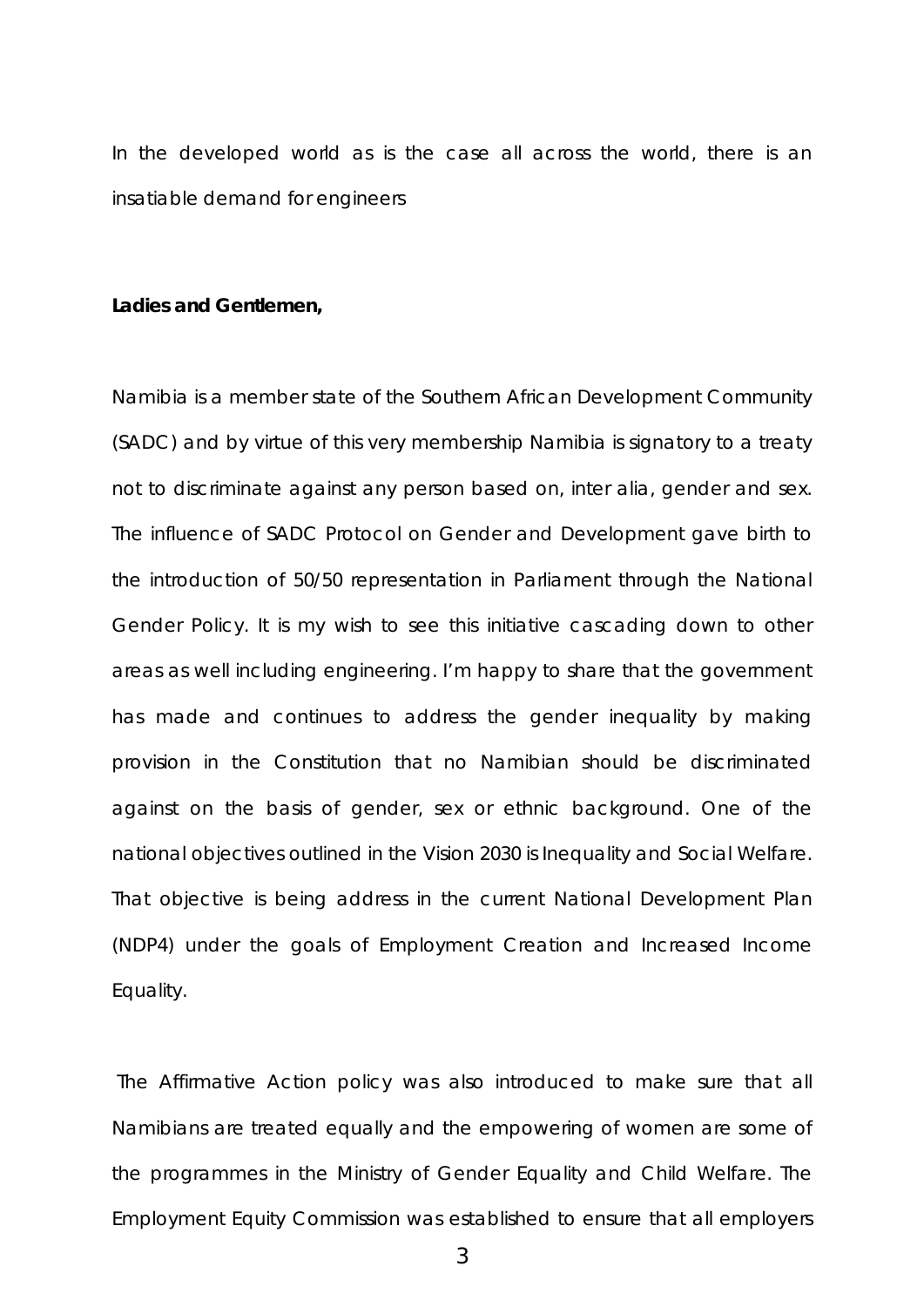In the developed world as is the case all across the world, there is an insatiable demand for engineers

**Ladies and Gentlemen,**

Namibia is a member state of the Southern African Development Community (SADC) and by virtue of this very membership Namibia is signatory to a treaty not to discriminate against any person based on, inter alia, gender and sex. The influence of SADC Protocol on Gender and Development gave birth to the introduction of 50/50 representation in Parliament through the National Gender Policy. It is my wish to see this initiative cascading down to other areas as well including engineering. I'm happy to share that the government has made and continues to address the gender inequality by making provision in the Constitution that no Namibian should be discriminated against on the basis of gender, sex or ethnic background. One of the national objectives outlined in the Vision 2030 is Inequality and Social Welfare. That objective is being address in the current National Development Plan (NDP4) under the goals of Employment Creation and Increased Income Equality.

The Affirmative Action policy was also introduced to make sure that all Namibians are treated equally and the empowering of women are some of the programmes in the Ministry of Gender Equality and Child Welfare. The Employment Equity Commission was established to ensure that all employers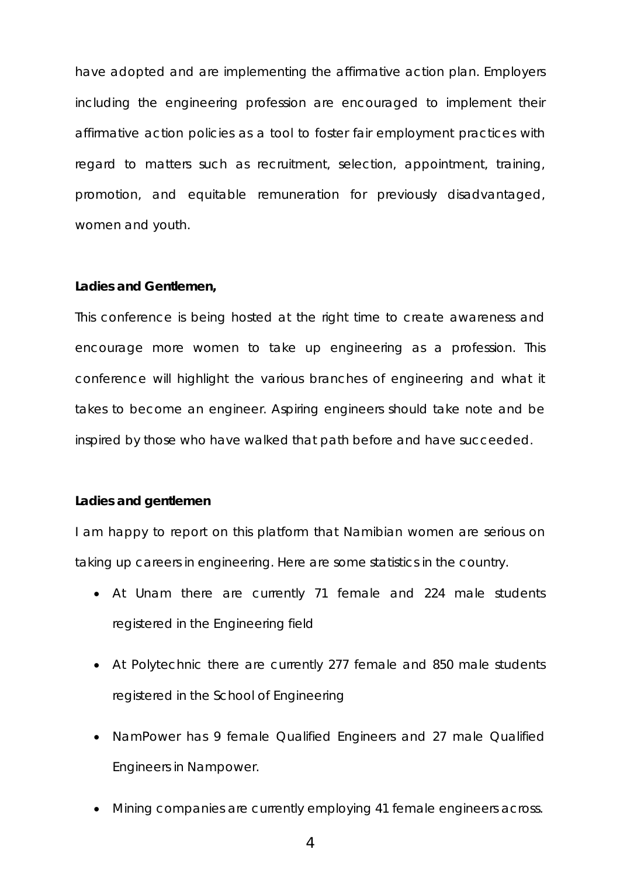have adopted and are implementing the affirmative action plan. Employers including the engineering profession are encouraged to implement their affirmative action policies as a tool to foster fair employment practices with regard to matters such as recruitment, selection, appointment, training, promotion, and equitable remuneration for previously disadvantaged, women and youth.

**Ladies and Gentlemen,**

This conference is being hosted at the right time to create awareness and encourage more women to take up engineering as a profession. This conference will highlight the various branches of engineering and what it takes to become an engineer. Aspiring engineers should take note and be inspired by those who have walked that path before and have succeeded.

**Ladies and gentlemen**

I am happy to report on this platform that Namibian women are serious on taking up careers in engineering. Here are some statistics in the country.

- At Unam there are currently 71 female and 224 male students registered in the Engineering field
- At Polytechnic there are currently 277 female and 850 male students registered in the School of Engineering
- NamPower has 9 female Qualified Engineers and 27 male Qualified Engineers in Nampower.
- Mining companies are currently employing 41 female engineers across.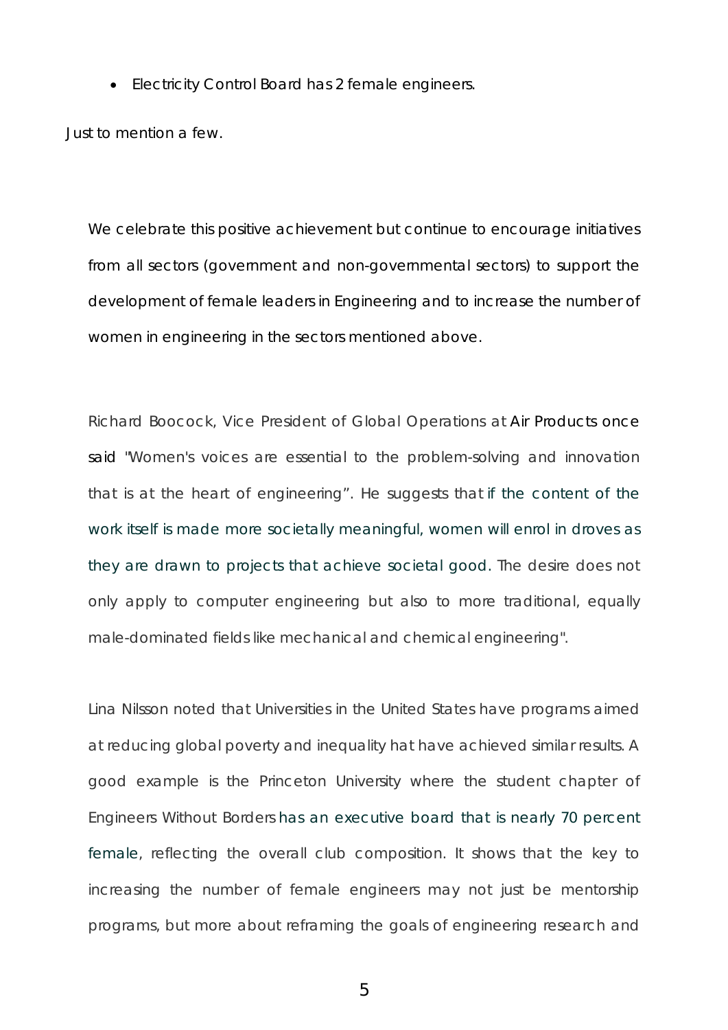- Electricity Control Board has 2 female engineers.

Just to mention a few.

We celebrate this positive achievement but continue to encourage initiatives from all sectors (government and non-governmental sectors) to support the development of female leaders in Engineering and to increase the number of women in engineering in the sectors mentioned above.

Richard Boocock, Vice President of Global Operations at Air Products once said "Women's voices are essential to the problem-solving and innovation that is at the heart of engineering". He suggests that if the content of the work itself is made more societally meaningful, women will enrol in droves as they are drawn to projects that achieve societal good. The desire does not only apply to computer engineering but also to more traditional, equally male-dominated fields like mechanical and chemical engineering".

Lina Nilsson noted that Universities in the United States have programs aimed at reducing global poverty and inequality hat have achieved similar results. A good example is the Princeton University where the student chapter of Engineers Without Borders has an executive board that is nearly 70 percent female, reflecting the overall club composition. It shows that the key to increasing the number of female engineers may not just be mentorship programs, but more about reframing the goals of engineering research and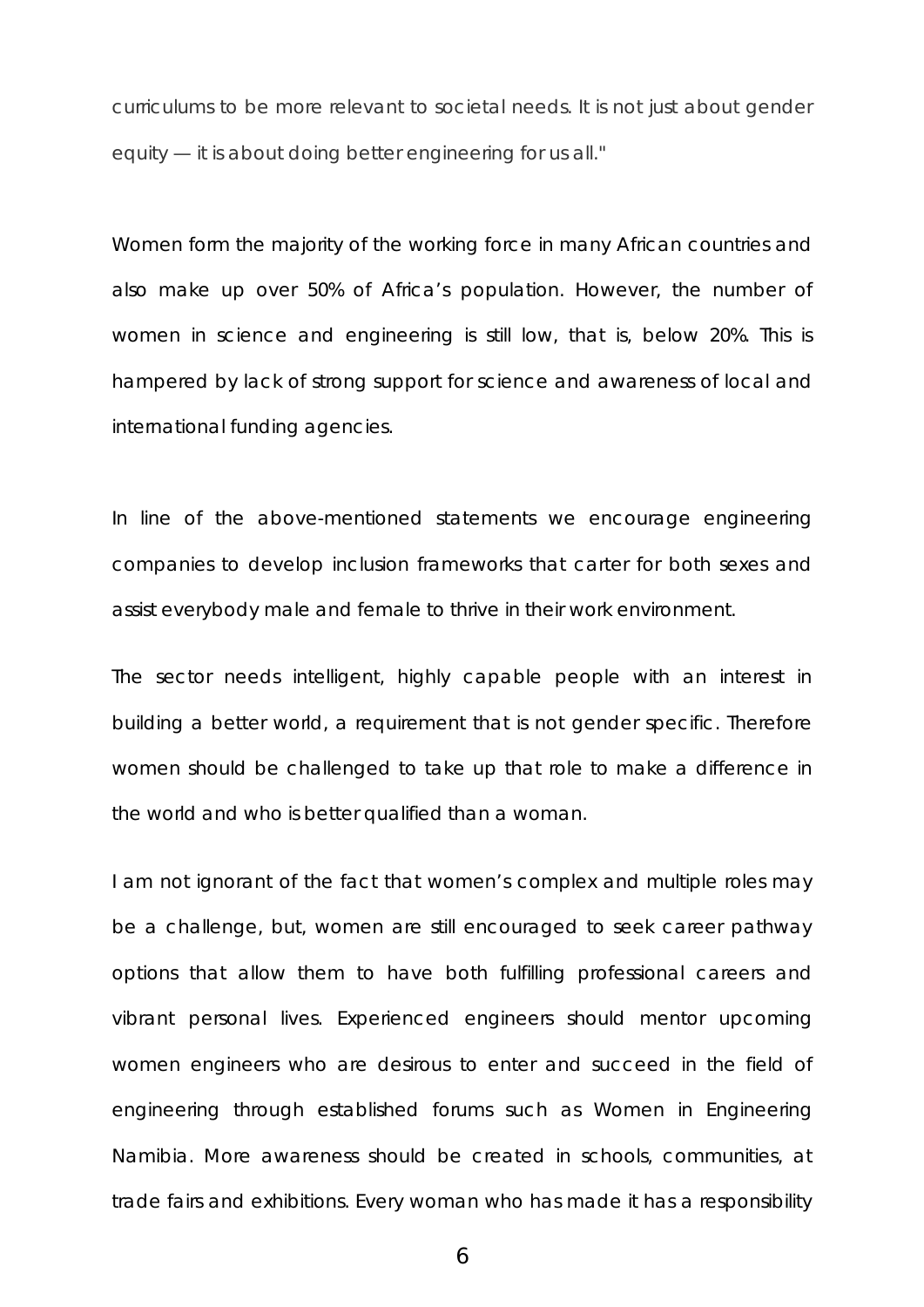curriculums to be more relevant to societal needs. It is not just about gender equity — it is about doing better engineering for us all."

Women form the majority of the working force in many African countries and also make up over 50% of Africa's population. However, the number of women in science and engineering is still low, that is, below 20%. This is hampered by lack of strong support for science and awareness of local and international funding agencies.

In line of the above-mentioned statements we encourage engineering companies to develop inclusion frameworks that carter for both sexes and assist everybody male and female to thrive in their work environment.

The sector needs intelligent, highly capable people with an interest in building a better world, a requirement that is not gender specific. Therefore women should be challenged to take up that role to make a difference in the world and who is better qualified than a woman.

I am not ignorant of the fact that women's complex and multiple roles may be a challenge, but, women are still encouraged to seek career pathway options that allow them to have both fulfilling professional careers and vibrant personal lives. Experienced engineers should mentor upcoming women engineers who are desirous to enter and succeed in the field of engineering through established forums such as Women in Engineering Namibia. More awareness should be created in schools, communities, at trade fairs and exhibitions. Every woman who has made it has a responsibility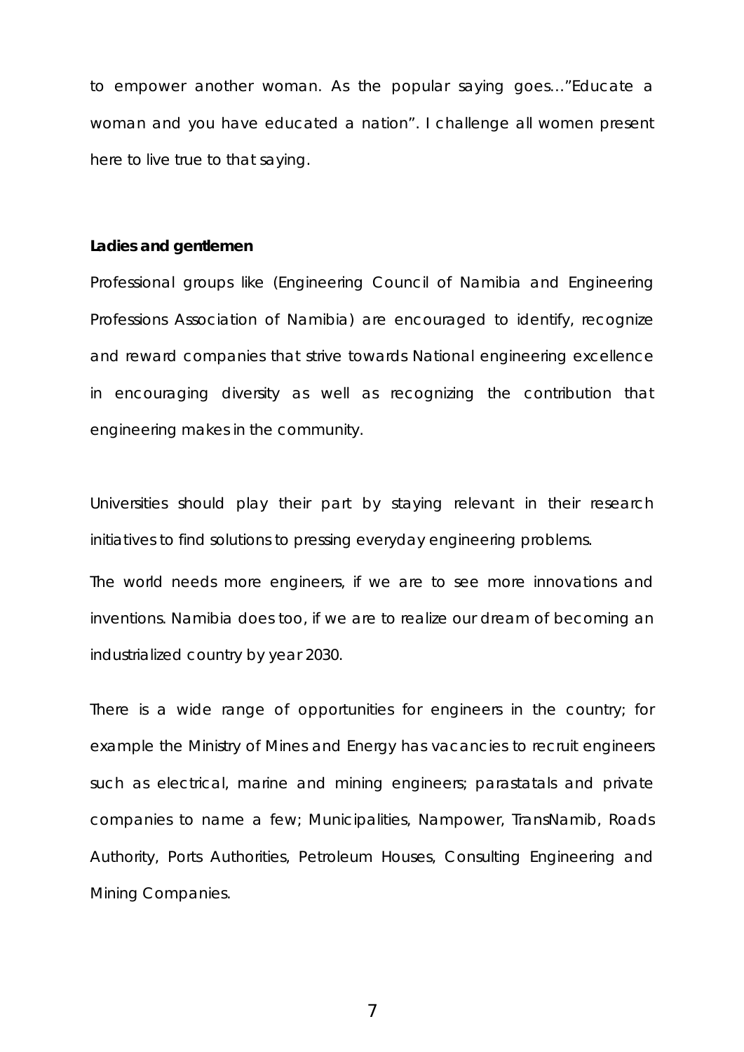to empower another woman. As the popular saying goes…"Educate a woman and you have educated a nation". I challenge all women present here to live true to that saying.

**Ladies and gentlemen**

Professional groups like (Engineering Council of Namibia and Engineering Professions Association of Namibia) are encouraged to identify, recognize and reward companies that strive towards National engineering excellence in encouraging diversity as well as recognizing the contribution that engineering makes in the community.

Universities should play their part by staying relevant in their research initiatives to find solutions to pressing everyday engineering problems.

The world needs more engineers, if we are to see more innovations and inventions. Namibia does too, if we are to realize our dream of becoming an industrialized country by year 2030.

There is a wide range of opportunities for engineers in the country; for example the Ministry of Mines and Energy has vacancies to recruit engineers such as electrical, marine and mining engineers; parastatals and private companies to name a few; Municipalities, Nampower, TransNamib, Roads Authority, Ports Authorities, Petroleum Houses, Consulting Engineering and Mining Companies.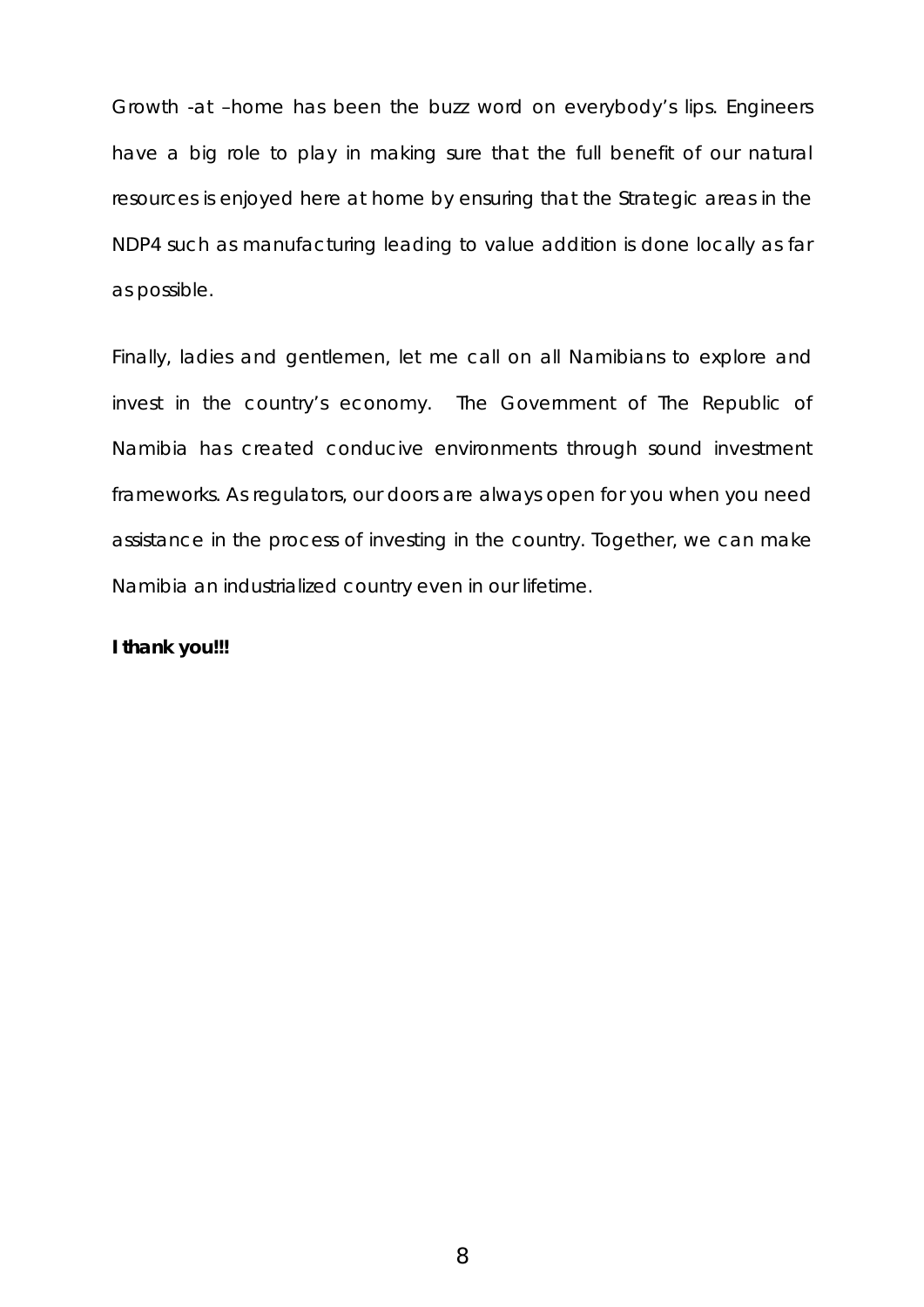Growth -at –home has been the buzz word on everybody's lips. Engineers have a big role to play in making sure that the full benefit of our natural resources is enjoyed here at home by ensuring that the Strategic areas in the NDP4 such as manufacturing leading to value addition is done locally as far as possible.

Finally, ladies and gentlemen, let me call on all Namibians to explore and invest in the country's economy. The Government of The Republic of Namibia has created conducive environments through sound investment frameworks. As regulators, our doors are always open for you when you need assistance in the process of investing in the country. Together, we can make Namibia an industrialized country even in our lifetime.

**I thank you!!!**